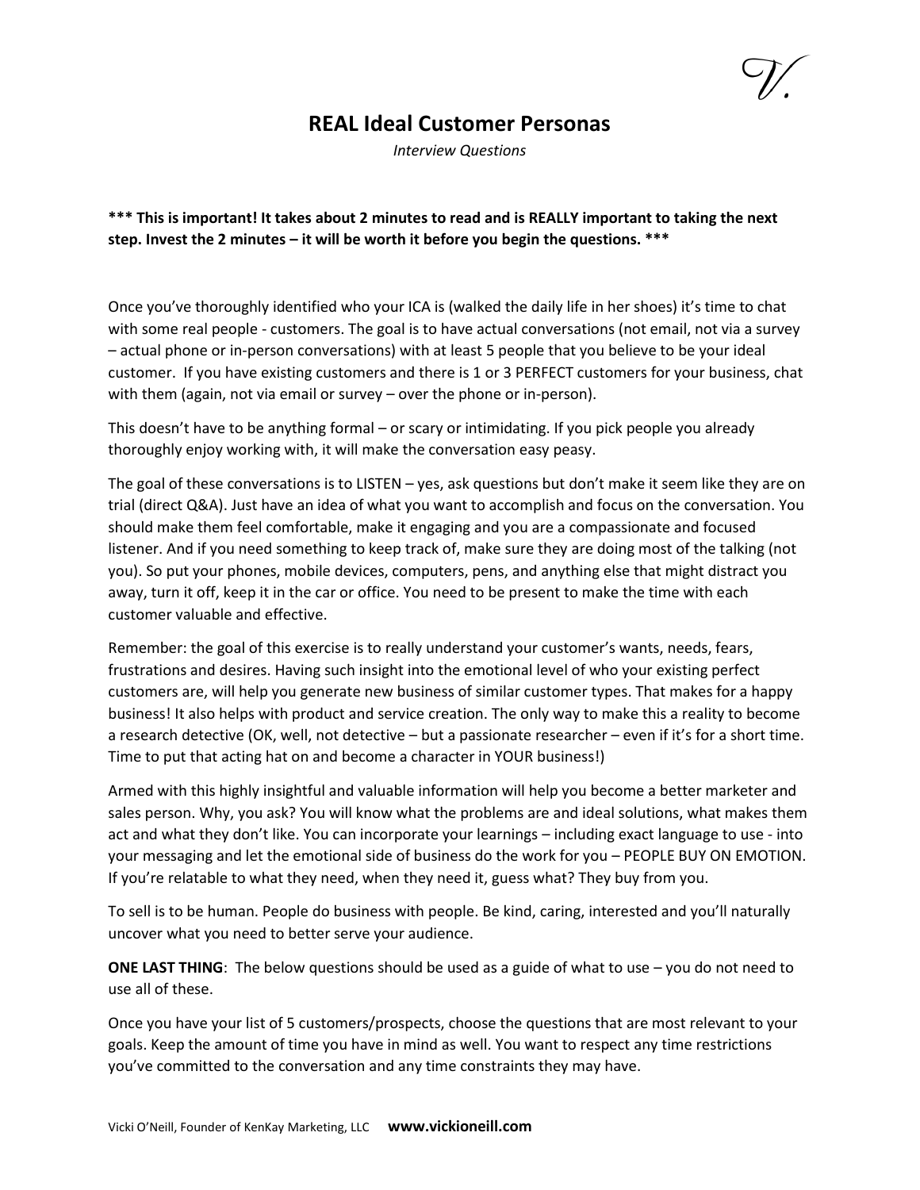# REAL Ideal Customer Personas

*Interview Questions*

**\*\*\* This is important! It takes about 2 minutes to read and is REALLY important to taking the next step. Invest the 2 minutes – it will be worth it before you begin the questions. \*\*\***

Once you've thoroughly identified who your ICA is (walked the daily life in her shoes) it's time to chat with some real people - customers. The goal is to have actual conversations (not email, not via a survey – actual phone or in-person conversations) with at least 5 people that you believe to be your ideal customer. If you have existing customers and there is 1 or 3 PERFECT customers for your business, chat with them (again, not via email or survey – over the phone or in-person).

This doesn't have to be anything formal – or scary or intimidating. If you pick people you already thoroughly enjoy working with, it will make the conversation easy peasy.

The goal of these conversations is to LISTEN – yes, ask questions but don't make it seem like they are on trial (direct Q&A). Just have an idea of what you want to accomplish and focus on the conversation. You should make them feel comfortable, make it engaging and you are a compassionate and focused listener. And if you need something to keep track of, make sure they are doing most of the talking (not you). So put your phones, mobile devices, computers, pens, and anything else that might distract you away, turn it off, keep it in the car or office. You need to be present to make the time with each customer valuable and effective.

Remember: the goal of this exercise is to really understand your customer's wants, needs, fears, frustrations and desires. Having such insight into the emotional level of who your existing perfect customers are, will help you generate new business of similar customer types. That makes for a happy business! It also helps with product and service creation. The only way to make this a reality to become a research detective (OK, well, not detective – but a passionate researcher – even if it's for a short time. Time to put that acting hat on and become a character in YOUR business!)

Armed with this highly insightful and valuable information will help you become a better marketer and sales person. Why, you ask? You will know what the problems are and ideal solutions, what makes them act and what they don't like. You can incorporate your learnings – including exact language to use - into your messaging and let the emotional side of business do the work for you – PEOPLE BUY ON EMOTION. If you're relatable to what they need, when they need it, guess what? They buy from you.

To sell is to be human. People do business with people. Be kind, caring, interested and you'll naturally uncover what you need to better serve your audience.

**ONE LAST THING**: The below questions should be used as a guide of what to use – you do not need to use all of these.

Once you have your list of 5 customers/prospects, choose the questions that are most relevant to your goals. Keep the amount of time you have in mind as well. You want to respect any time restrictions you've committed to the conversation and any time constraints they may have.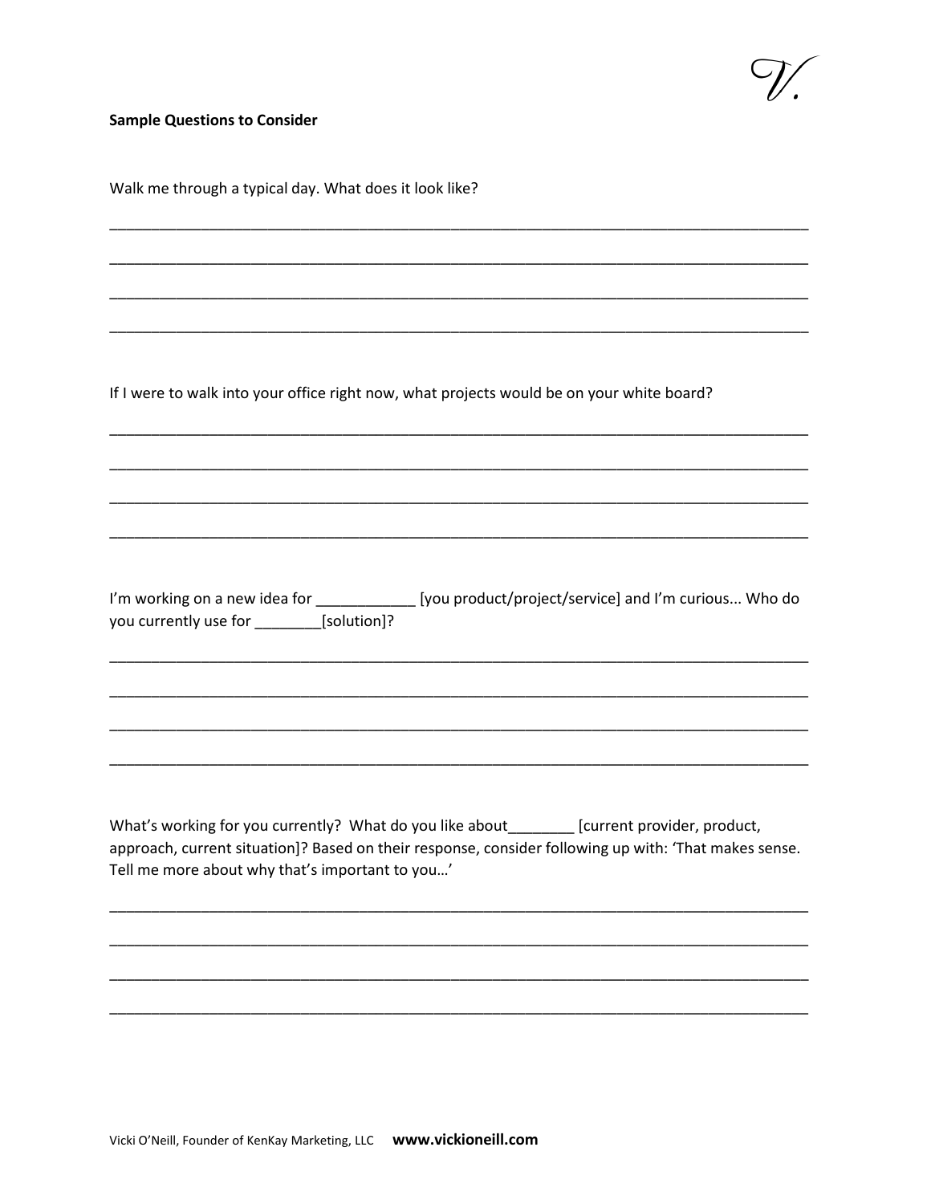**Sample Questions to Consider**

Walk me through a typical day. What does it look like?

____________________________________________________________________________________

____________________________________________________________________________________

____________________________________________________________________________________

____________________________________________________________________________________

If I were to walk into your office right now, what projects would be on your white board?

____________________________________________________________________________________

____________________________________________________________________________________

____________________________________________________________________________________

____________________________________________________________________________________

I'm working on a new idea for ____________ [you product/project/service] and I'm curious... Who do you currently use for ________[solution]?

____________________________________________________________________________________

____________________________________________________________________________________

____________________________________________________________________________________

____________________________________________________________________________________

What's working for you currently? What do you like about________ [current provider, product, approach, current situation]? Based on their response, consider following up with: 'That makes sense. Tell me more about why that's important to you…'

____________________________________________________________________________________

____________________________________________________________________________________

____________________________________________________________________________________

____________________________________________________________________________________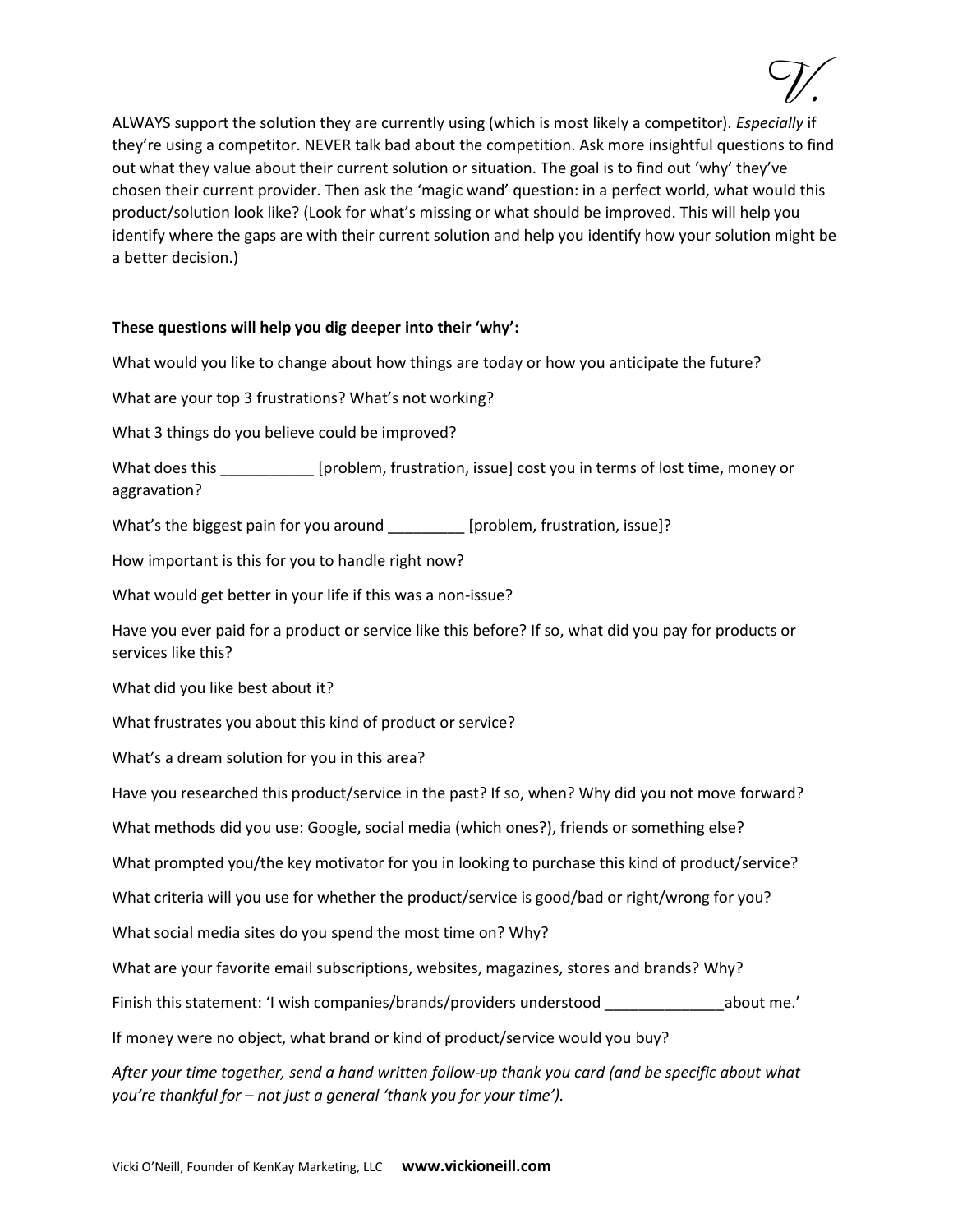ALWAYS support the solution they are currently using (which is most likely a competitor). *Especially* if they're using a competitor. NEVER talk bad about the competition. Ask more insightful questions to find out what they value about their current solution or situation. The goal is to find out 'why' they've chosen their current provider. Then ask the 'magic wand' question: in a perfect world, what would this product/solution look like? (Look for what's missing or what should be improved. This will help you identify where the gaps are with their current solution and help you identify how your solution might be a better decision.)

**These questions will help you dig deeper into their 'why':**

What would you like to change about how things are today or how you anticipate the future?

What are your top 3 frustrations? What's not working?

What 3 things do you believe could be improved?

What does this ___________ [problem, frustration, issue] cost you in terms of lost time, money or aggravation?

What's the biggest pain for you around _________ [problem, frustration, issue]?

How important is this for you to handle right now?

What would get better in your life if this was a non-issue?

Have you ever paid for a product or service like this before? If so, what did you pay for products or services like this?

What did you like best about it?

What frustrates you about this kind of product or service?

What's a dream solution for you in this area?

Have you researched this product/service in the past? If so, when? Why did you not move forward?

What methods did you use: Google, social media (which ones?), friends or something else?

What prompted you/the key motivator for you in looking to purchase this kind of product/service?

What criteria will you use for whether the product/service is good/bad or right/wrong for you?

What social media sites do you spend the most time on? Why?

What are your favorite email subscriptions, websites, magazines, stores and brands? Why?

Finish this statement: 'I wish companies/brands/providers understood ______________about me.'

If money were no object, what brand or kind of product/service would you buy?

*After your time together, send a hand written follow-up thank you card (and be specific about what you're thankful for – not just a general 'thank you for your time').*